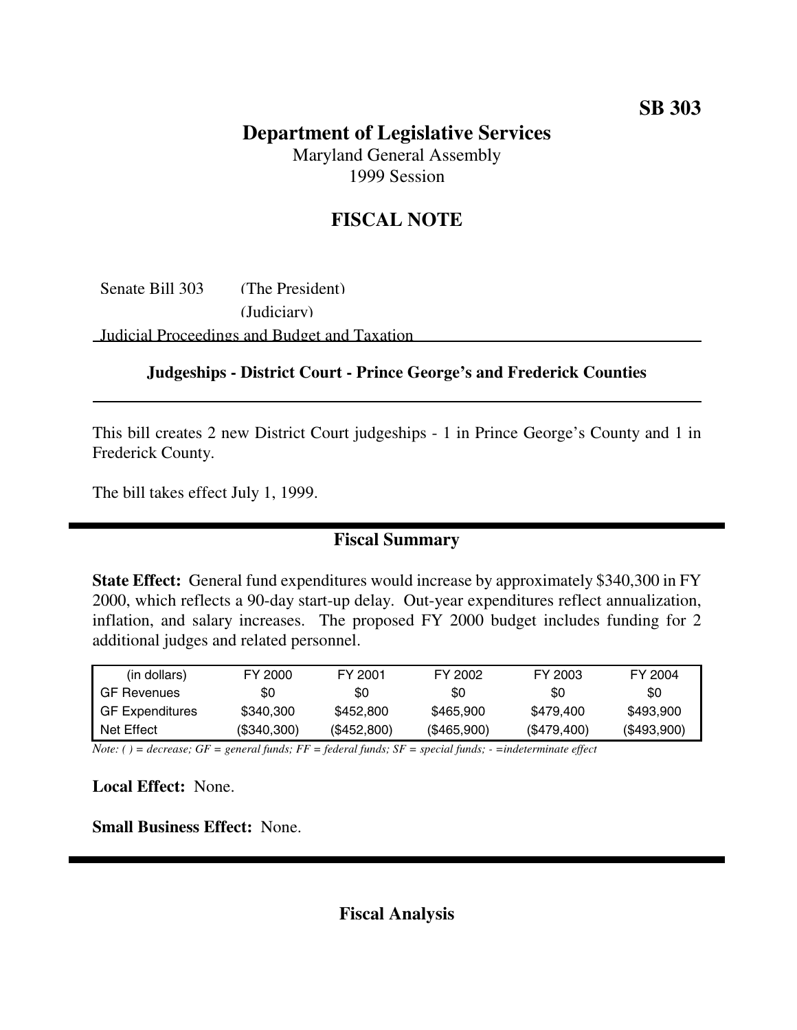**SB 303**

# Department of Legislative Services

Maryland General Assembly
1999 Session

## FISCAL NOTE

Senate Bill 303 (The President)
(Judiciary)
Judicial Proceedings and Budget and Taxation

### Judgeships - District Court - Prince George's and Frederick Counties

This bill creates 2 new District Court judgeships - 1 in Prince George's County and 1 in Frederick County.

The bill takes effect July 1, 1999.

## Fiscal Summary

**State Effect:** General fund expenditures would increase by approximately $340,300 in FY 2000, which reflects a 90-day start-up delay. Out-year expenditures reflect annualization, inflation, and salary increases. The proposed FY 2000 budget includes funding for 2 additional judges and related personnel.

| (in dollars) | FY 2000 | FY 2001 | FY 2002 | FY 2003 | FY 2004 |
|---|---|---|---|---|---|
| GF Revenues | $0 | $0 | $0 | $0 | $0 |
| GF Expenditures | $340,300 | $452,800 | $465,900 | $479,400 | $493,900 |
| Net Effect | ($340,300) | ($452,800) | ($465,900) | ($479,400) | ($493,900) |

*Note: ( ) = decrease; GF = general funds; FF = federal funds; SF = special funds; - =indeterminate effect*

**Local Effect:** None.

**Small Business Effect:** None.

## Fiscal Analysis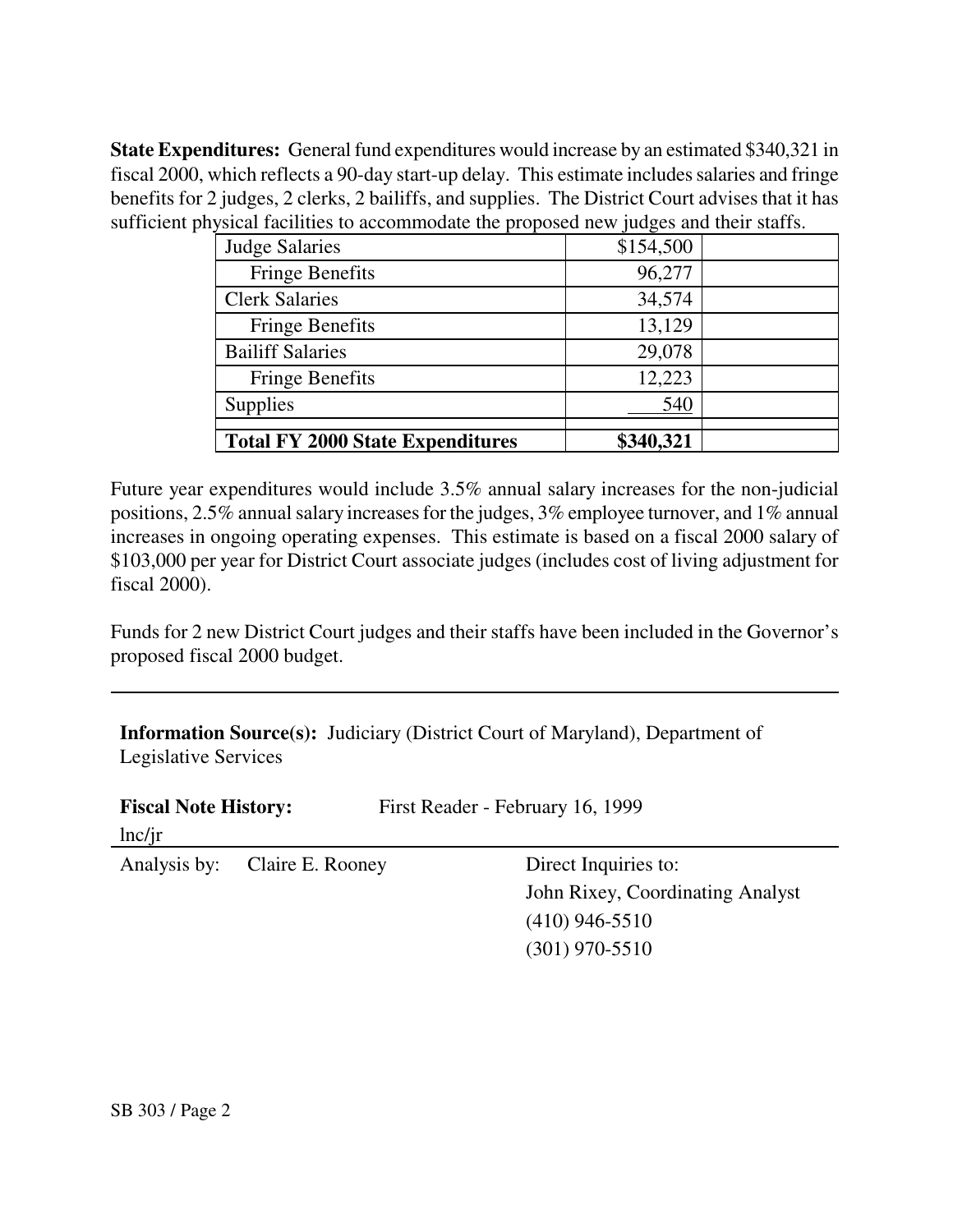**State Expenditures:** General fund expenditures would increase by an estimated $340,321 in fiscal 2000, which reflects a 90-day start-up delay. This estimate includes salaries and fringe benefits for 2 judges, 2 clerks, 2 bailiffs, and supplies. The District Court advises that it has sufficient physical facilities to accommodate the proposed new judges and their staffs.

| | | |
|---|---|---|
| Judge Salaries | $154,500 | |
| Fringe Benefits | 96,277 | |
| Clerk Salaries | 34,574 | |
| Fringe Benefits | 13,129 | |
| Bailiff Salaries | 29,078 | |
| Fringe Benefits | 12,223 | |
| Supplies | 540 | |
| | | |
| **Total FY 2000 State Expenditures** | **$340,321** | |

Future year expenditures would include 3.5% annual salary increases for the non-judicial positions, 2.5% annual salary increases for the judges, 3% employee turnover, and 1% annual increases in ongoing operating expenses. This estimate is based on a fiscal 2000 salary of $103,000 per year for District Court associate judges (includes cost of living adjustment for fiscal 2000).

Funds for 2 new District Court judges and their staffs have been included in the Governor's proposed fiscal 2000 budget.

---

**Information Source(s):** Judiciary (District Court of Maryland), Department of Legislative Services

**Fiscal Note History:** First Reader - February 16, 1999

lnc/jr

Analysis by: Claire E. Rooney

Direct Inquiries to:
John Rixey, Coordinating Analyst
(410) 946-5510
(301) 970-5510